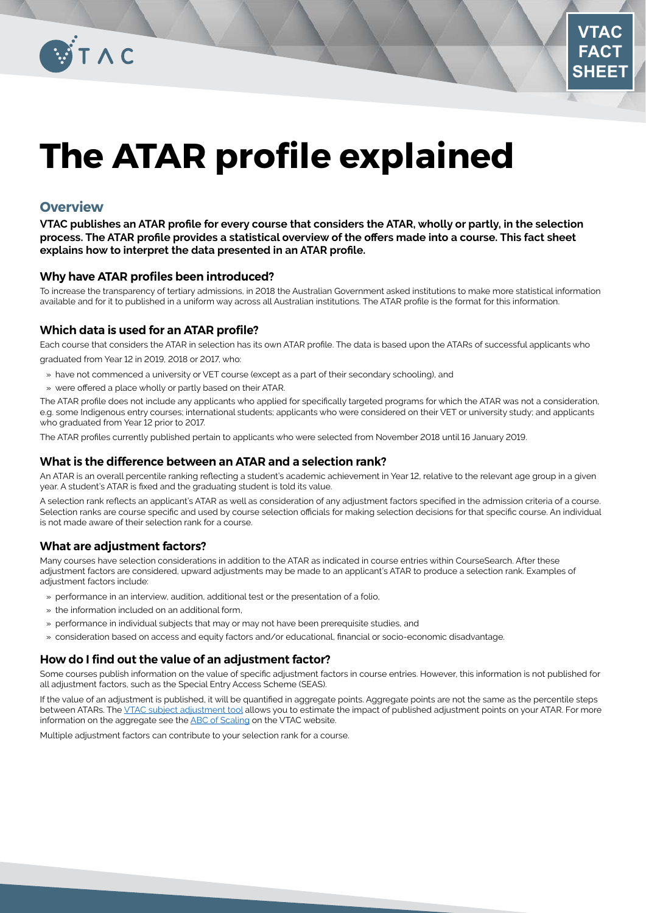# The ATAR profile explained

## Overview

**VTAC publishes an ATAR profile for every course that considers the ATAR, wholly or partly, in the selection process. The ATAR profile provides a statistical overview of the offers made into a course. This fact sheet explains how to interpret the data presented in an ATAR profile.**

### Why have ATAR profiles been introduced?

To increase the transparency of tertiary admissions, in 2018 the Australian Government asked institutions to make more statistical information available and for it to published in a uniform way across all Australian institutions. The ATAR profile is the format for this information.

### Which data is used for an ATAR profile?

Each course that considers the ATAR in selection has its own ATAR profile. The data is based upon the ATARs of successful applicants who graduated from Year 12 in 2019, 2018 or 2017, who:

- have not commenced a university or VET course (except as a part of their secondary schooling), and
- were offered a place wholly or partly based on their ATAR.

The ATAR profile does not include any applicants who applied for specifically targeted programs for which the ATAR was not a consideration, e.g. some Indigenous entry courses; international students; applicants who were considered on their VET or university study; and applicants who graduated from Year 12 prior to 2017.

The ATAR profiles currently published pertain to applicants who were selected from November 2018 until 16 January 2019.

### What is the difference between an ATAR and a selection rank?

An ATAR is an overall percentile ranking reflecting a student's academic achievement in Year 12, relative to the relevant age group in a given year. A student's ATAR is fixed and the graduating student is told its value.

A selection rank reflects an applicant's ATAR as well as consideration of any adjustment factors specified in the admission criteria of a course. Selection ranks are course specific and used by course selection officials for making selection decisions for that specific course. An individual is not made aware of their selection rank for a course.

### What are adjustment factors?

Many courses have selection considerations in addition to the ATAR as indicated in course entries within CourseSearch. After these adjustment factors are considered, upward adjustments may be made to an applicant's ATAR to produce a selection rank. Examples of adjustment factors include:

- performance in an interview, audition, additional test or the presentation of a folio,
- the information included on an additional form,
- performance in individual subjects that may or may not have been prerequisite studies, and
- consideration based on access and equity factors and/or educational, financial or socio-economic disadvantage.

### How do I find out the value of an adjustment factor?

Some courses publish information on the value of specific adjustment factors in course entries. However, this information is not published for all adjustment factors, such as the Special Entry Access Scheme (SEAS).

If the value of an adjustment is published, it will be quantified in aggregate points. Aggregate points are not the same as the percentile steps between ATARs. The VTAC subject adjustment tool allows you to estimate the impact of published adjustment points on your ATAR. For more information on the aggregate see the ABC of Scaling on the VTAC website.

Multiple adjustment factors can contribute to your selection rank for a course.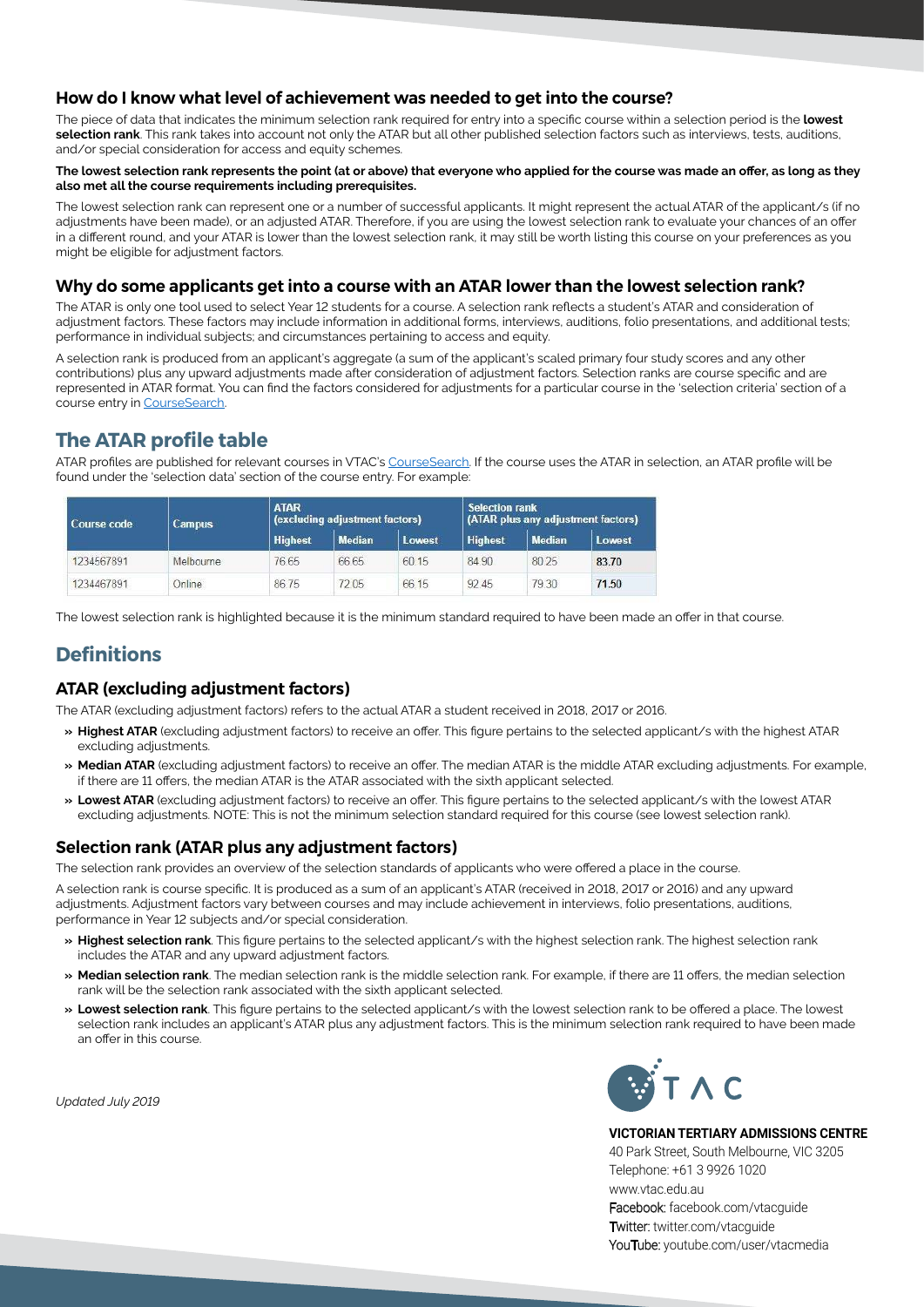### How do I know what level of achievement was needed to get into the course?

The piece of data that indicates the minimum selection rank required for entry into a specific course within a selection period is the **lowest selection rank**. This rank takes into account not only the ATAR but all other published selection factors such as interviews, tests, auditions, and/or special consideration for access and equity schemes.

**The lowest selection rank represents the point (at or above) that everyone who applied for the course was made an offer, as long as they also met all the course requirements including prerequisites.**

The lowest selection rank can represent one or a number of successful applicants. It might represent the actual ATAR of the applicant/s (if no adjustments have been made), or an adjusted ATAR. Therefore, if you are using the lowest selection rank to evaluate your chances of an offer in a different round, and your ATAR is lower than the lowest selection rank, it may still be worth listing this course on your preferences as you might be eligible for adjustment factors.

### Why do some applicants get into a course with an ATAR lower than the lowest selection rank?

The ATAR is only one tool used to select Year 12 students for a course. A selection rank reflects a student's ATAR and consideration of adjustment factors. These factors may include information in additional forms, interviews, auditions, folio presentations, and additional tests; performance in individual subjects; and circumstances pertaining to access and equity.

A selection rank is produced from an applicant's aggregate (a sum of the applicant's scaled primary four study scores and any other contributions) plus any upward adjustments made after consideration of adjustment factors. Selection ranks are course specific and are represented in ATAR format. You can find the factors considered for adjustments for a particular course in the 'selection criteria' section of a course entry in CourseSearch.

## The ATAR profile table

ATAR profiles are published for relevant courses in VTAC's CourseSearch. If the course uses the ATAR in selection, an ATAR profile will be found under the 'selection data' section of the course entry. For example:

| Course code | Campus | ATAR (excluding adjustment factors) | | | Selection rank (ATAR plus any adjustment factors) | | |
|---|---|---|---|---|---|---|---|
| | | Highest | Median | Lowest | Highest | Median | Lowest |
| 1234567891 | Melbourne | 76.65 | 66.65 | 60.15 | 84.90 | 80.25 | 83.70 |
| 1234467891 | Online | 86.75 | 72.05 | 66.15 | 92.45 | 79.30 | 71.50 |

The lowest selection rank is highlighted because it is the minimum standard required to have been made an offer in that course.

## Definitions

### ATAR (excluding adjustment factors)

The ATAR (excluding adjustment factors) refers to the actual ATAR a student received in 2018, 2017 or 2016.

- **Highest ATAR** (excluding adjustment factors) to receive an offer. This figure pertains to the selected applicant/s with the highest ATAR excluding adjustments.
- **Median ATAR** (excluding adjustment factors) to receive an offer. The median ATAR is the middle ATAR excluding adjustments. For example, if there are 11 offers, the median ATAR is the ATAR associated with the sixth applicant selected.
- **Lowest ATAR** (excluding adjustment factors) to receive an offer. This figure pertains to the selected applicant/s with the lowest ATAR excluding adjustments. NOTE: This is not the minimum selection standard required for this course (see lowest selection rank).

### Selection rank (ATAR plus any adjustment factors)

The selection rank provides an overview of the selection standards of applicants who were offered a place in the course.

A selection rank is course specific. It is produced as a sum of an applicant's ATAR (received in 2018, 2017 or 2016) and any upward adjustments. Adjustment factors vary between courses and may include achievement in interviews, folio presentations, auditions, performance in Year 12 subjects and/or special consideration.

- **Highest selection rank**. This figure pertains to the selected applicant/s with the highest selection rank. The highest selection rank includes the ATAR and any upward adjustment factors.
- **Median selection rank**. The median selection rank is the middle selection rank. For example, if there are 11 offers, the median selection rank will be the selection rank associated with the sixth applicant selected.
- **Lowest selection rank**. This figure pertains to the selected applicant/s with the lowest selection rank to be offered a place. The lowest selection rank includes an applicant's ATAR plus any adjustment factors. This is the minimum selection rank required to have been made an offer in this course.

*Updated July 2019*

VTAC

**VICTORIAN TERTIARY ADMISSIONS CENTRE**
40 Park Street, South Melbourne, VIC 3205
Telephone: +61 3 9926 1020
www.vtac.edu.au
Facebook: facebook.com/vtacguide
Twitter: twitter.com/vtacguide
YouTube: youtube.com/user/vtacmedia